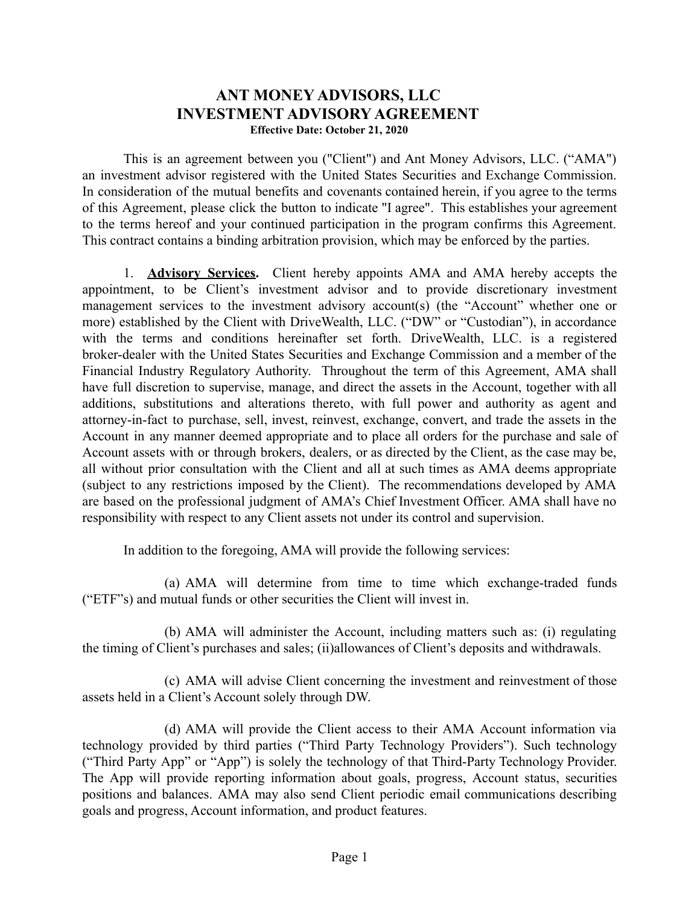# ANT MONEY ADVISORS, LLC
# INVESTMENT ADVISORY AGREEMENT

**Effective Date: October 21, 2020**

This is an agreement between you ("Client") and Ant Money Advisors, LLC. ("AMA") an investment advisor registered with the United States Securities and Exchange Commission. In consideration of the mutual benefits and covenants contained herein, if you agree to the terms of this Agreement, please click the button to indicate "I agree". This establishes your agreement to the terms hereof and your continued participation in the program confirms this Agreement. This contract contains a binding arbitration provision, which may be enforced by the parties.

1. **Advisory Services.** Client hereby appoints AMA and AMA hereby accepts the appointment, to be Client's investment advisor and to provide discretionary investment management services to the investment advisory account(s) (the "Account" whether one or more) established by the Client with DriveWealth, LLC. ("DW" or "Custodian"), in accordance with the terms and conditions hereinafter set forth. DriveWealth, LLC. is a registered broker-dealer with the United States Securities and Exchange Commission and a member of the Financial Industry Regulatory Authority. Throughout the term of this Agreement, AMA shall have full discretion to supervise, manage, and direct the assets in the Account, together with all additions, substitutions and alterations thereto, with full power and authority as agent and attorney-in-fact to purchase, sell, invest, reinvest, exchange, convert, and trade the assets in the Account in any manner deemed appropriate and to place all orders for the purchase and sale of Account assets with or through brokers, dealers, or as directed by the Client, as the case may be, all without prior consultation with the Client and all at such times as AMA deems appropriate (subject to any restrictions imposed by the Client). The recommendations developed by AMA are based on the professional judgment of AMA's Chief Investment Officer. AMA shall have no responsibility with respect to any Client assets not under its control and supervision.

In addition to the foregoing, AMA will provide the following services:

(a) AMA will determine from time to time which exchange-traded funds ("ETF"s) and mutual funds or other securities the Client will invest in.

(b) AMA will administer the Account, including matters such as: (i) regulating the timing of Client's purchases and sales; (ii)allowances of Client's deposits and withdrawals.

(c) AMA will advise Client concerning the investment and reinvestment of those assets held in a Client's Account solely through DW.

(d) AMA will provide the Client access to their AMA Account information via technology provided by third parties ("Third Party Technology Providers"). Such technology ("Third Party App" or "App") is solely the technology of that Third-Party Technology Provider. The App will provide reporting information about goals, progress, Account status, securities positions and balances. AMA may also send Client periodic email communications describing goals and progress, Account information, and product features.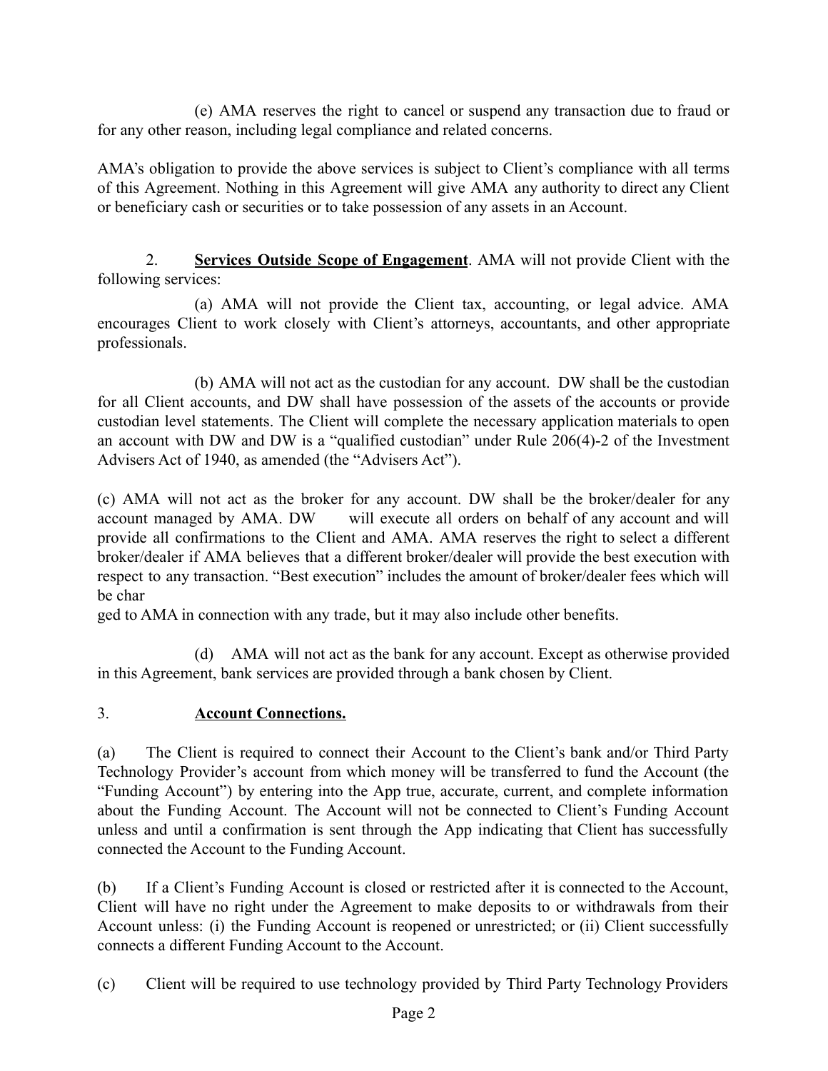(e) AMA reserves the right to cancel or suspend any transaction due to fraud or for any other reason, including legal compliance and related concerns.

AMA's obligation to provide the above services is subject to Client's compliance with all terms of this Agreement. Nothing in this Agreement will give AMA any authority to direct any Client or beneficiary cash or securities or to take possession of any assets in an Account.

2. **Services Outside Scope of Engagement**. AMA will not provide Client with the following services:

(a) AMA will not provide the Client tax, accounting, or legal advice. AMA encourages Client to work closely with Client's attorneys, accountants, and other appropriate professionals.

(b) AMA will not act as the custodian for any account. DW shall be the custodian for all Client accounts, and DW shall have possession of the assets of the accounts or provide custodian level statements. The Client will complete the necessary application materials to open an account with DW and DW is a "qualified custodian" under Rule 206(4)-2 of the Investment Advisers Act of 1940, as amended (the "Advisers Act").

(c) AMA will not act as the broker for any account. DW shall be the broker/dealer for any account managed by AMA. DW will execute all orders on behalf of any account and will provide all confirmations to the Client and AMA. AMA reserves the right to select a different broker/dealer if AMA believes that a different broker/dealer will provide the best execution with respect to any transaction. "Best execution" includes the amount of broker/dealer fees which will be charged to AMA in connection with any trade, but it may also include other benefits.

(d) AMA will not act as the bank for any account. Except as otherwise provided in this Agreement, bank services are provided through a bank chosen by Client.

3. **Account Connections.**

(a) The Client is required to connect their Account to the Client's bank and/or Third Party Technology Provider's account from which money will be transferred to fund the Account (the "Funding Account") by entering into the App true, accurate, current, and complete information about the Funding Account. The Account will not be connected to Client's Funding Account unless and until a confirmation is sent through the App indicating that Client has successfully connected the Account to the Funding Account.

(b) If a Client's Funding Account is closed or restricted after it is connected to the Account, Client will have no right under the Agreement to make deposits to or withdrawals from their Account unless: (i) the Funding Account is reopened or unrestricted; or (ii) Client successfully connects a different Funding Account to the Account.

(c) Client will be required to use technology provided by Third Party Technology Providers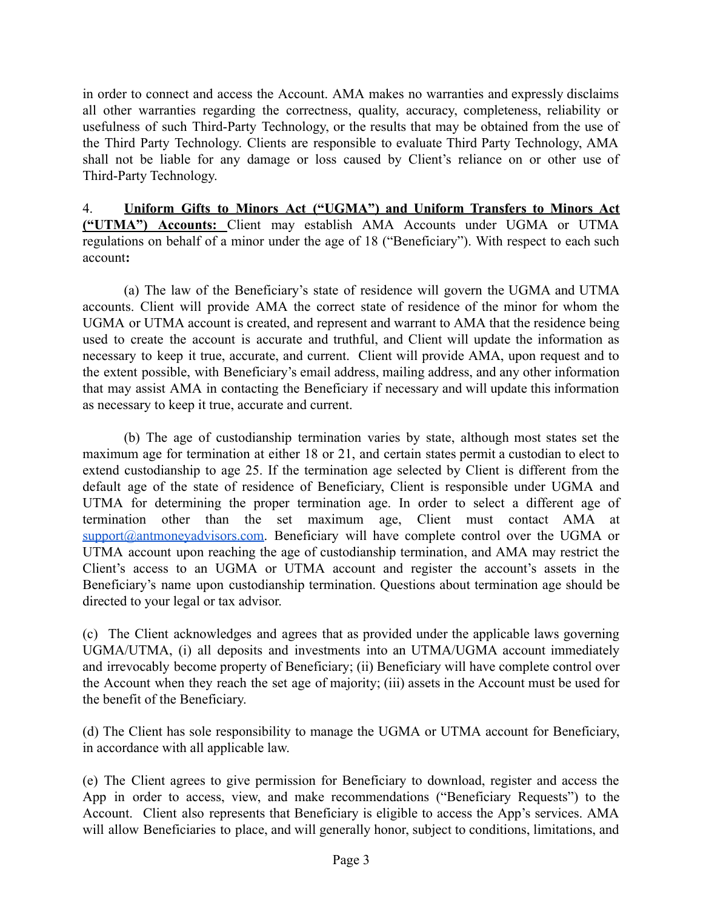in order to connect and access the Account. AMA makes no warranties and expressly disclaims all other warranties regarding the correctness, quality, accuracy, completeness, reliability or usefulness of such Third-Party Technology, or the results that may be obtained from the use of the Third Party Technology. Clients are responsible to evaluate Third Party Technology, AMA shall not be liable for any damage or loss caused by Client's reliance on or other use of Third-Party Technology.

4. **<u>Uniform Gifts to Minors Act ("UGMA") and Uniform Transfers to Minors Act ("UTMA") Accounts:</u>** Client may establish AMA Accounts under UGMA or UTMA regulations on behalf of a minor under the age of 18 ("Beneficiary"). With respect to each such account**:**

(a) The law of the Beneficiary's state of residence will govern the UGMA and UTMA accounts. Client will provide AMA the correct state of residence of the minor for whom the UGMA or UTMA account is created, and represent and warrant to AMA that the residence being used to create the account is accurate and truthful, and Client will update the information as necessary to keep it true, accurate, and current. Client will provide AMA, upon request and to the extent possible, with Beneficiary's email address, mailing address, and any other information that may assist AMA in contacting the Beneficiary if necessary and will update this information as necessary to keep it true, accurate and current.

(b) The age of custodianship termination varies by state, although most states set the maximum age for termination at either 18 or 21, and certain states permit a custodian to elect to extend custodianship to age 25. If the termination age selected by Client is different from the default age of the state of residence of Beneficiary, Client is responsible under UGMA and UTMA for determining the proper termination age. In order to select a different age of termination other than the set maximum age, Client must contact AMA at [support@antmoneyadvisors.com](mailto:support@antmoneyadvisors.com). Beneficiary will have complete control over the UGMA or UTMA account upon reaching the age of custodianship termination, and AMA may restrict the Client's access to an UGMA or UTMA account and register the account's assets in the Beneficiary's name upon custodianship termination. Questions about termination age should be directed to your legal or tax advisor.

(c) The Client acknowledges and agrees that as provided under the applicable laws governing UGMA/UTMA, (i) all deposits and investments into an UTMA/UGMA account immediately and irrevocably become property of Beneficiary; (ii) Beneficiary will have complete control over the Account when they reach the set age of majority; (iii) assets in the Account must be used for the benefit of the Beneficiary.

(d) The Client has sole responsibility to manage the UGMA or UTMA account for Beneficiary, in accordance with all applicable law.

(e) The Client agrees to give permission for Beneficiary to download, register and access the App in order to access, view, and make recommendations ("Beneficiary Requests") to the Account. Client also represents that Beneficiary is eligible to access the App's services. AMA will allow Beneficiaries to place, and will generally honor, subject to conditions, limitations, and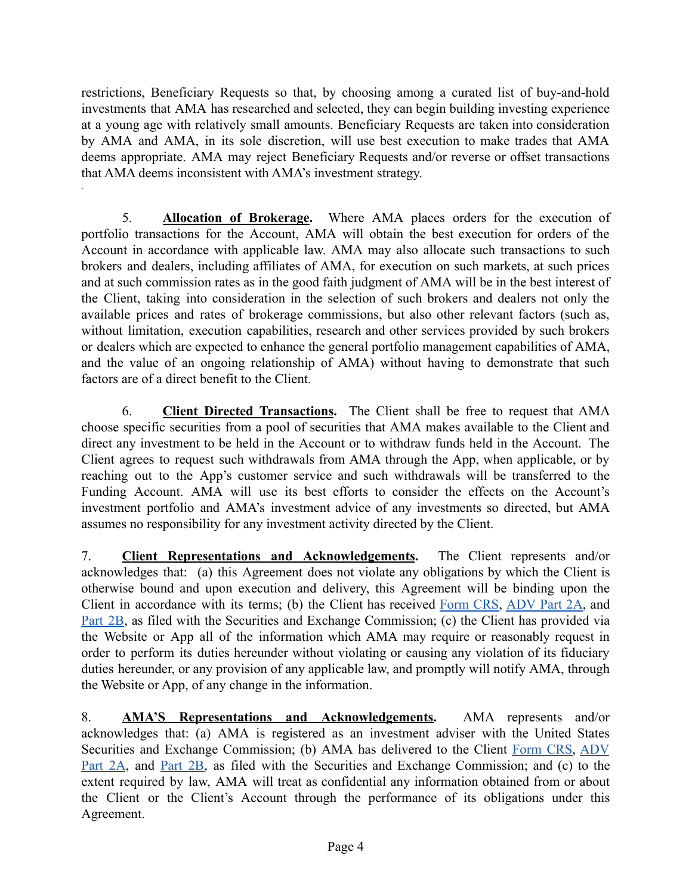restrictions, Beneficiary Requests so that, by choosing among a curated list of buy-and-hold investments that AMA has researched and selected, they can begin building investing experience at a young age with relatively small amounts. Beneficiary Requests are taken into consideration by AMA and AMA, in its sole discretion, will use best execution to make trades that AMA deems appropriate. AMA may reject Beneficiary Requests and/or reverse or offset transactions that AMA deems inconsistent with AMA's investment strategy.

5. **Allocation of Brokerage.** Where AMA places orders for the execution of portfolio transactions for the Account, AMA will obtain the best execution for orders of the Account in accordance with applicable law. AMA may also allocate such transactions to such brokers and dealers, including affiliates of AMA, for execution on such markets, at such prices and at such commission rates as in the good faith judgment of AMA will be in the best interest of the Client, taking into consideration in the selection of such brokers and dealers not only the available prices and rates of brokerage commissions, but also other relevant factors (such as, without limitation, execution capabilities, research and other services provided by such brokers or dealers which are expected to enhance the general portfolio management capabilities of AMA, and the value of an ongoing relationship of AMA) without having to demonstrate that such factors are of a direct benefit to the Client.

6. **Client Directed Transactions.** The Client shall be free to request that AMA choose specific securities from a pool of securities that AMA makes available to the Client and direct any investment to be held in the Account or to withdraw funds held in the Account. The Client agrees to request such withdrawals from AMA through the App, when applicable, or by reaching out to the App's customer service and such withdrawals will be transferred to the Funding Account. AMA will use its best efforts to consider the effects on the Account's investment portfolio and AMA's investment advice of any investments so directed, but AMA assumes no responsibility for any investment activity directed by the Client.

7. **Client Representations and Acknowledgements.** The Client represents and/or acknowledges that: (a) this Agreement does not violate any obligations by which the Client is otherwise bound and upon execution and delivery, this Agreement will be binding upon the Client in accordance with its terms; (b) the Client has received Form CRS, ADV Part 2A, and Part 2B, as filed with the Securities and Exchange Commission; (c) the Client has provided via the Website or App all of the information which AMA may require or reasonably request in order to perform its duties hereunder without violating or causing any violation of its fiduciary duties hereunder, or any provision of any applicable law, and promptly will notify AMA, through the Website or App, of any change in the information.

8. **AMA'S Representations and Acknowledgements.** AMA represents and/or acknowledges that: (a) AMA is registered as an investment adviser with the United States Securities and Exchange Commission; (b) AMA has delivered to the Client Form CRS, ADV Part 2A, and Part 2B, as filed with the Securities and Exchange Commission; and (c) to the extent required by law, AMA will treat as confidential any information obtained from or about the Client or the Client's Account through the performance of its obligations under this Agreement.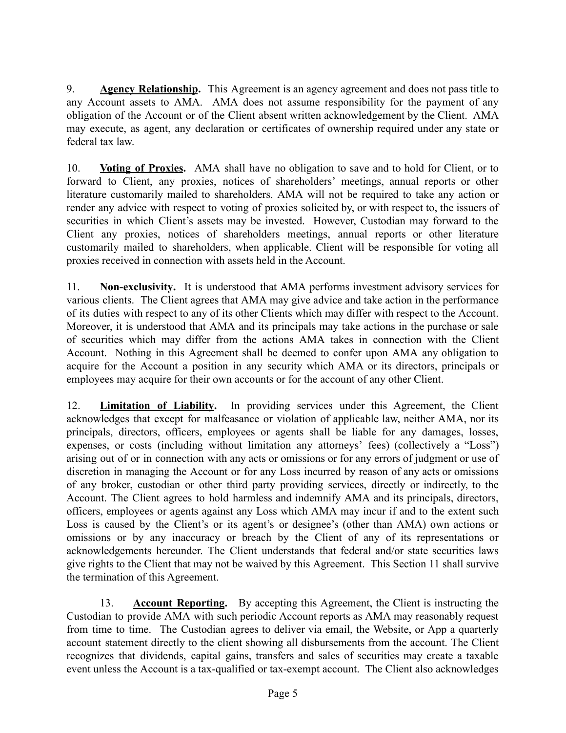9. **Agency Relationship.** This Agreement is an agency agreement and does not pass title to any Account assets to AMA. AMA does not assume responsibility for the payment of any obligation of the Account or of the Client absent written acknowledgement by the Client. AMA may execute, as agent, any declaration or certificates of ownership required under any state or federal tax law.

10. **Voting of Proxies.** AMA shall have no obligation to save and to hold for Client, or to forward to Client, any proxies, notices of shareholders' meetings, annual reports or other literature customarily mailed to shareholders. AMA will not be required to take any action or render any advice with respect to voting of proxies solicited by, or with respect to, the issuers of securities in which Client's assets may be invested. However, Custodian may forward to the Client any proxies, notices of shareholders meetings, annual reports or other literature customarily mailed to shareholders, when applicable. Client will be responsible for voting all proxies received in connection with assets held in the Account.

11. **Non-exclusivity.** It is understood that AMA performs investment advisory services for various clients. The Client agrees that AMA may give advice and take action in the performance of its duties with respect to any of its other Clients which may differ with respect to the Account. Moreover, it is understood that AMA and its principals may take actions in the purchase or sale of securities which may differ from the actions AMA takes in connection with the Client Account. Nothing in this Agreement shall be deemed to confer upon AMA any obligation to acquire for the Account a position in any security which AMA or its directors, principals or employees may acquire for their own accounts or for the account of any other Client.

12. **Limitation of Liability.** In providing services under this Agreement, the Client acknowledges that except for malfeasance or violation of applicable law, neither AMA, nor its principals, directors, officers, employees or agents shall be liable for any damages, losses, expenses, or costs (including without limitation any attorneys' fees) (collectively a "Loss") arising out of or in connection with any acts or omissions or for any errors of judgment or use of discretion in managing the Account or for any Loss incurred by reason of any acts or omissions of any broker, custodian or other third party providing services, directly or indirectly, to the Account. The Client agrees to hold harmless and indemnify AMA and its principals, directors, officers, employees or agents against any Loss which AMA may incur if and to the extent such Loss is caused by the Client's or its agent's or designee's (other than AMA) own actions or omissions or by any inaccuracy or breach by the Client of any of its representations or acknowledgements hereunder. The Client understands that federal and/or state securities laws give rights to the Client that may not be waived by this Agreement. This Section 11 shall survive the termination of this Agreement.

13. **Account Reporting.** By accepting this Agreement, the Client is instructing the Custodian to provide AMA with such periodic Account reports as AMA may reasonably request from time to time. The Custodian agrees to deliver via email, the Website, or App a quarterly account statement directly to the client showing all disbursements from the account. The Client recognizes that dividends, capital gains, transfers and sales of securities may create a taxable event unless the Account is a tax-qualified or tax-exempt account. The Client also acknowledges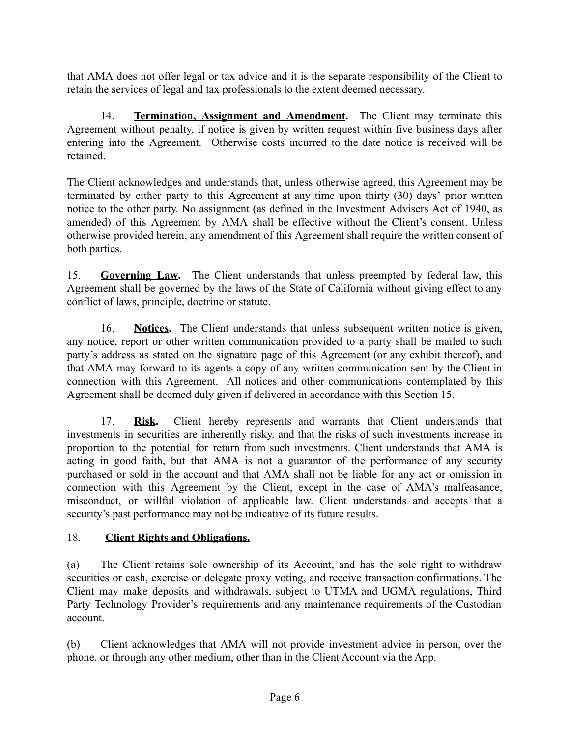that AMA does not offer legal or tax advice and it is the separate responsibility of the Client to retain the services of legal and tax professionals to the extent deemed necessary.

14. **Termination, Assignment and Amendment.** The Client may terminate this Agreement without penalty, if notice is given by written request within five business days after entering into the Agreement. Otherwise costs incurred to the date notice is received will be retained.

The Client acknowledges and understands that, unless otherwise agreed, this Agreement may be terminated by either party to this Agreement at any time upon thirty (30) days' prior written notice to the other party. No assignment (as defined in the Investment Advisers Act of 1940, as amended) of this Agreement by AMA shall be effective without the Client's consent. Unless otherwise provided herein, any amendment of this Agreement shall require the written consent of both parties.

15. **Governing Law.** The Client understands that unless preempted by federal law, this Agreement shall be governed by the laws of the State of California without giving effect to any conflict of laws, principle, doctrine or statute.

16. **Notices.** The Client understands that unless subsequent written notice is given, any notice, report or other written communication provided to a party shall be mailed to such party's address as stated on the signature page of this Agreement (or any exhibit thereof), and that AMA may forward to its agents a copy of any written communication sent by the Client in connection with this Agreement. All notices and other communications contemplated by this Agreement shall be deemed duly given if delivered in accordance with this Section 15.

17. **Risk.** Client hereby represents and warrants that Client understands that investments in securities are inherently risky, and that the risks of such investments increase in proportion to the potential for return from such investments. Client understands that AMA is acting in good faith, but that AMA is not a guarantor of the performance of any security purchased or sold in the account and that AMA shall not be liable for any act or omission in connection with this Agreement by the Client, except in the case of AMA's malfeasance, misconduct, or willful violation of applicable law. Client understands and accepts that a security's past performance may not be indicative of its future results.

18. **Client Rights and Obligations.**

(a) The Client retains sole ownership of its Account, and has the sole right to withdraw securities or cash, exercise or delegate proxy voting, and receive transaction confirmations. The Client may make deposits and withdrawals, subject to UTMA and UGMA regulations, Third Party Technology Provider's requirements and any maintenance requirements of the Custodian account.

(b) Client acknowledges that AMA will not provide investment advice in person, over the phone, or through any other medium, other than in the Client Account via the App.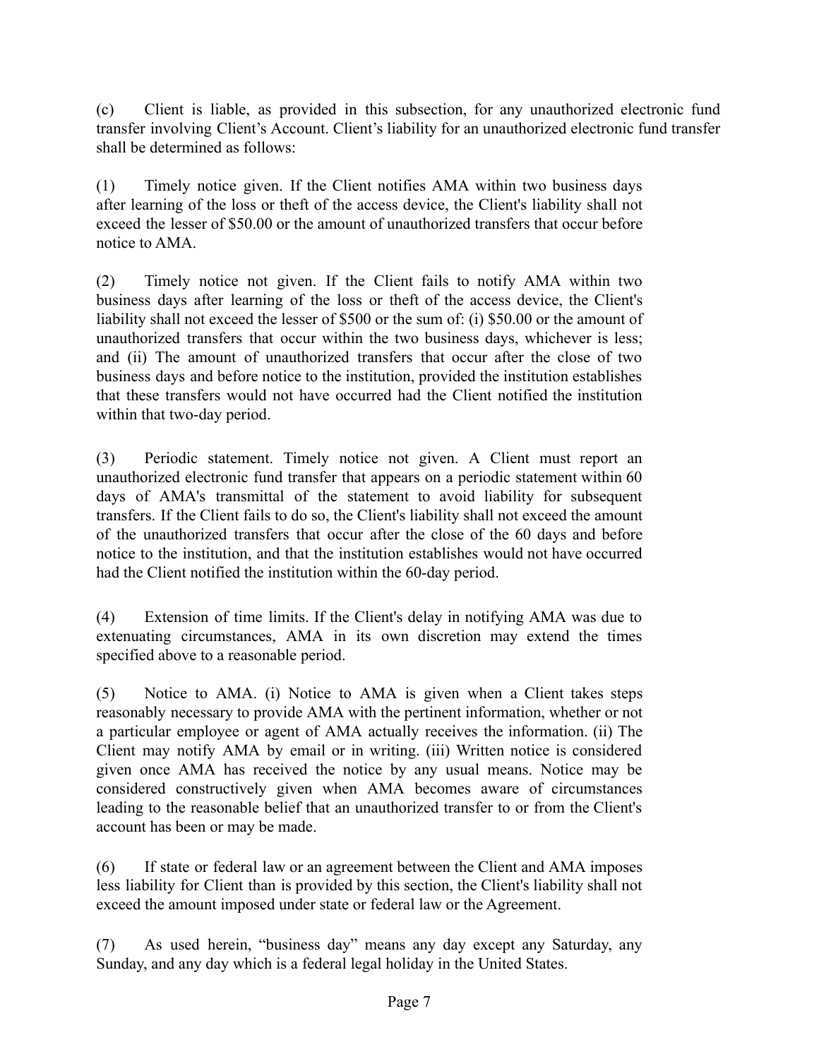(c) Client is liable, as provided in this subsection, for any unauthorized electronic fund transfer involving Client's Account. Client's liability for an unauthorized electronic fund transfer shall be determined as follows:

(1) Timely notice given. If the Client notifies AMA within two business days after learning of the loss or theft of the access device, the Client's liability shall not exceed the lesser of $50.00 or the amount of unauthorized transfers that occur before notice to AMA.

(2) Timely notice not given. If the Client fails to notify AMA within two business days after learning of the loss or theft of the access device, the Client's liability shall not exceed the lesser of $500 or the sum of: (i) $50.00 or the amount of unauthorized transfers that occur within the two business days, whichever is less; and (ii) The amount of unauthorized transfers that occur after the close of two business days and before notice to the institution, provided the institution establishes that these transfers would not have occurred had the Client notified the institution within that two-day period.

(3) Periodic statement. Timely notice not given. A Client must report an unauthorized electronic fund transfer that appears on a periodic statement within 60 days of AMA's transmittal of the statement to avoid liability for subsequent transfers. If the Client fails to do so, the Client's liability shall not exceed the amount of the unauthorized transfers that occur after the close of the 60 days and before notice to the institution, and that the institution establishes would not have occurred had the Client notified the institution within the 60-day period.

(4) Extension of time limits. If the Client's delay in notifying AMA was due to extenuating circumstances, AMA in its own discretion may extend the times specified above to a reasonable period.

(5) Notice to AMA. (i) Notice to AMA is given when a Client takes steps reasonably necessary to provide AMA with the pertinent information, whether or not a particular employee or agent of AMA actually receives the information. (ii) The Client may notify AMA by email or in writing. (iii) Written notice is considered given once AMA has received the notice by any usual means. Notice may be considered constructively given when AMA becomes aware of circumstances leading to the reasonable belief that an unauthorized transfer to or from the Client's account has been or may be made.

(6) If state or federal law or an agreement between the Client and AMA imposes less liability for Client than is provided by this section, the Client's liability shall not exceed the amount imposed under state or federal law or the Agreement.

(7) As used herein, "business day" means any day except any Saturday, any Sunday, and any day which is a federal legal holiday in the United States.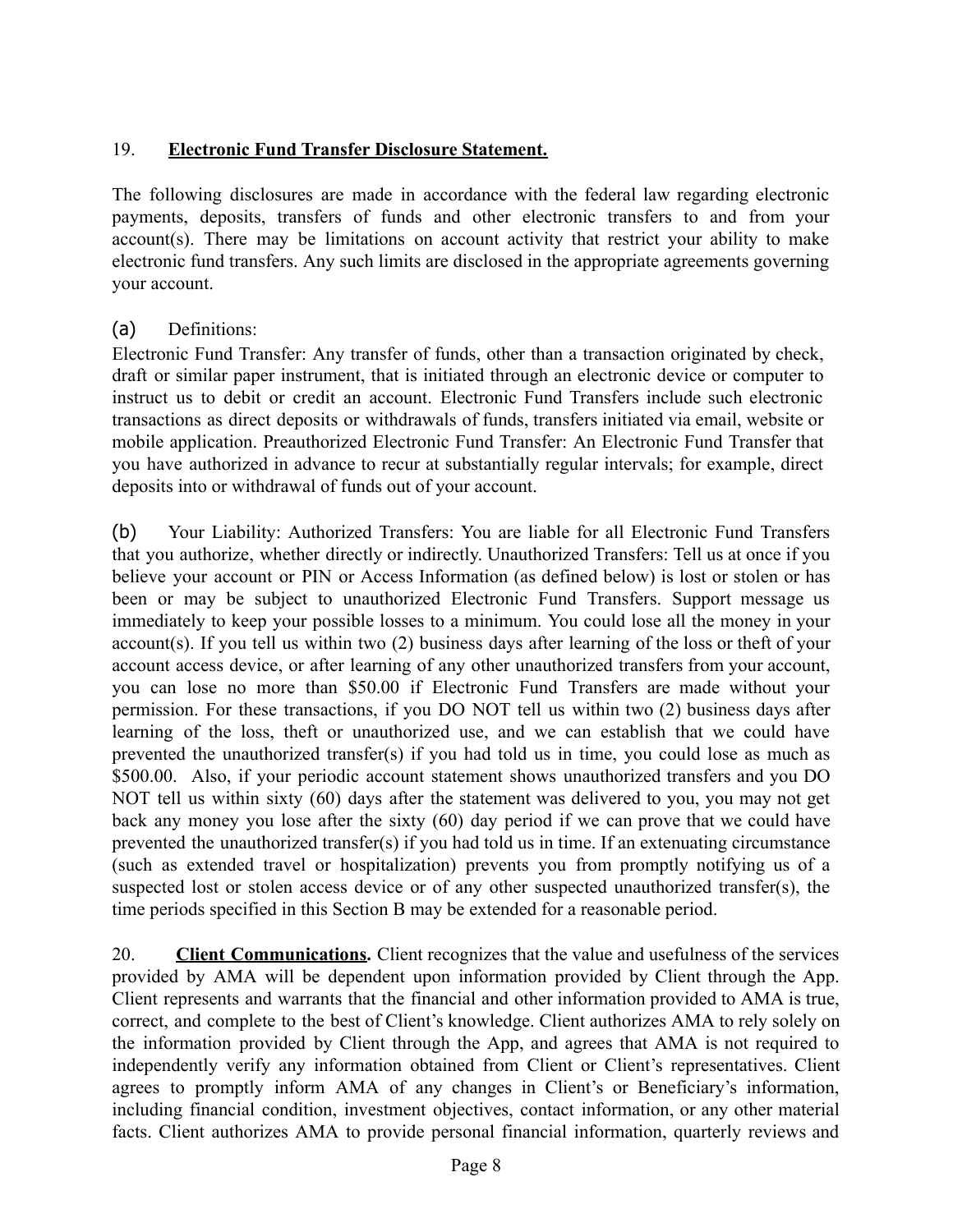19. **Electronic Fund Transfer Disclosure Statement.**

The following disclosures are made in accordance with the federal law regarding electronic payments, deposits, transfers of funds and other electronic transfers to and from your account(s). There may be limitations on account activity that restrict your ability to make electronic fund transfers. Any such limits are disclosed in the appropriate agreements governing your account.

(a) Definitions:
Electronic Fund Transfer: Any transfer of funds, other than a transaction originated by check, draft or similar paper instrument, that is initiated through an electronic device or computer to instruct us to debit or credit an account. Electronic Fund Transfers include such electronic transactions as direct deposits or withdrawals of funds, transfers initiated via email, website or mobile application. Preauthorized Electronic Fund Transfer: An Electronic Fund Transfer that you have authorized in advance to recur at substantially regular intervals; for example, direct deposits into or withdrawal of funds out of your account.

(b) Your Liability: Authorized Transfers: You are liable for all Electronic Fund Transfers that you authorize, whether directly or indirectly. Unauthorized Transfers: Tell us at once if you believe your account or PIN or Access Information (as defined below) is lost or stolen or has been or may be subject to unauthorized Electronic Fund Transfers. Support message us immediately to keep your possible losses to a minimum. You could lose all the money in your account(s). If you tell us within two (2) business days after learning of the loss or theft of your account access device, or after learning of any other unauthorized transfers from your account, you can lose no more than $50.00 if Electronic Fund Transfers are made without your permission. For these transactions, if you DO NOT tell us within two (2) business days after learning of the loss, theft or unauthorized use, and we can establish that we could have prevented the unauthorized transfer(s) if you had told us in time, you could lose as much as $500.00. Also, if your periodic account statement shows unauthorized transfers and you DO NOT tell us within sixty (60) days after the statement was delivered to you, you may not get back any money you lose after the sixty (60) day period if we can prove that we could have prevented the unauthorized transfer(s) if you had told us in time. If an extenuating circumstance (such as extended travel or hospitalization) prevents you from promptly notifying us of a suspected lost or stolen access device or of any other suspected unauthorized transfer(s), the time periods specified in this Section B may be extended for a reasonable period.

20. **Client Communications.** Client recognizes that the value and usefulness of the services provided by AMA will be dependent upon information provided by Client through the App. Client represents and warrants that the financial and other information provided to AMA is true, correct, and complete to the best of Client's knowledge. Client authorizes AMA to rely solely on the information provided by Client through the App, and agrees that AMA is not required to independently verify any information obtained from Client or Client's representatives. Client agrees to promptly inform AMA of any changes in Client's or Beneficiary's information, including financial condition, investment objectives, contact information, or any other material facts. Client authorizes AMA to provide personal financial information, quarterly reviews and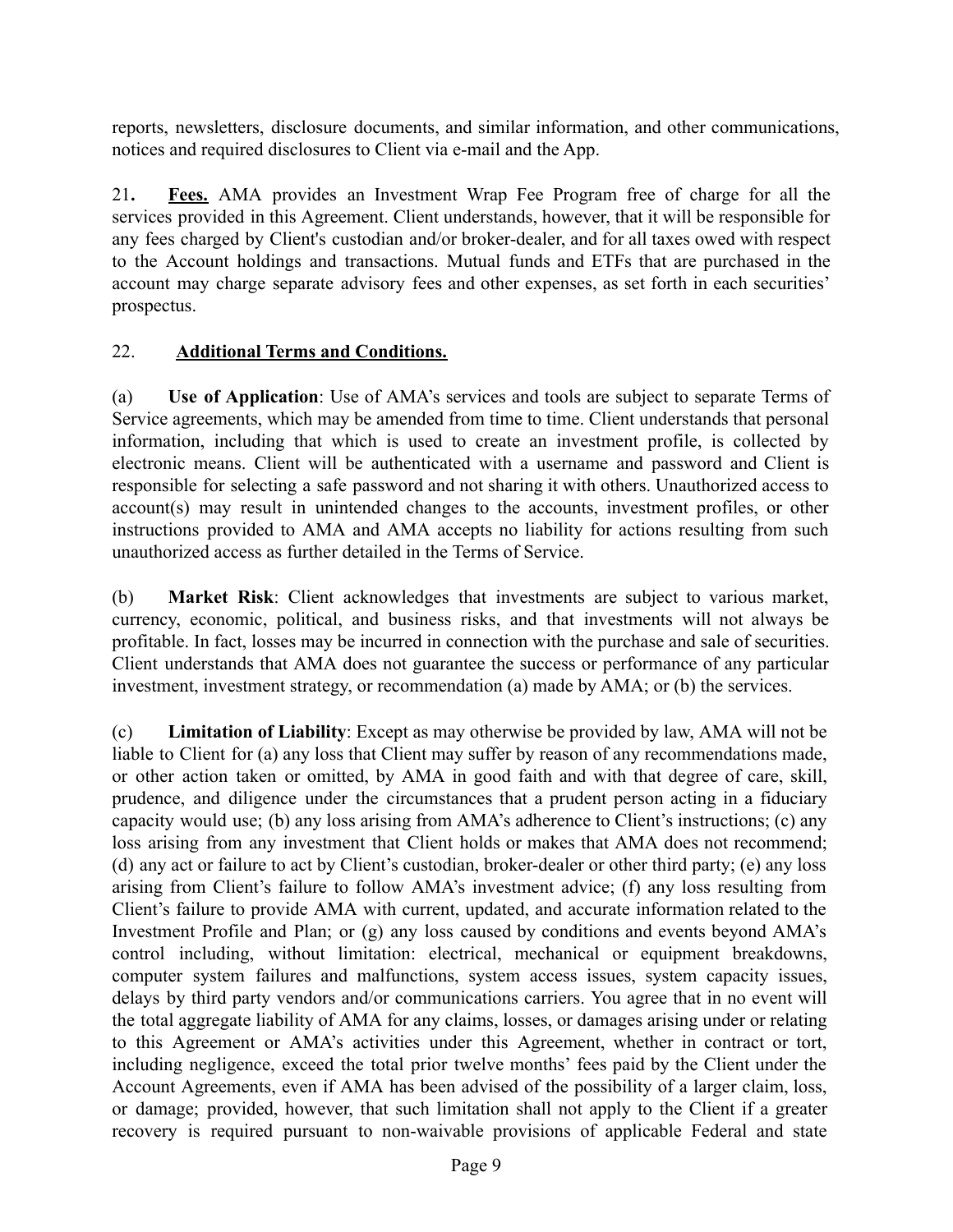reports, newsletters, disclosure documents, and similar information, and other communications, notices and required disclosures to Client via e-mail and the App.

21**.** **Fees.** AMA provides an Investment Wrap Fee Program free of charge for all the services provided in this Agreement. Client understands, however, that it will be responsible for any fees charged by Client's custodian and/or broker-dealer, and for all taxes owed with respect to the Account holdings and transactions. Mutual funds and ETFs that are purchased in the account may charge separate advisory fees and other expenses, as set forth in each securities' prospectus.

22. **Additional Terms and Conditions.**

(a) **Use of Application**: Use of AMA's services and tools are subject to separate Terms of Service agreements, which may be amended from time to time. Client understands that personal information, including that which is used to create an investment profile, is collected by electronic means. Client will be authenticated with a username and password and Client is responsible for selecting a safe password and not sharing it with others. Unauthorized access to account(s) may result in unintended changes to the accounts, investment profiles, or other instructions provided to AMA and AMA accepts no liability for actions resulting from such unauthorized access as further detailed in the Terms of Service.

(b) **Market Risk**: Client acknowledges that investments are subject to various market, currency, economic, political, and business risks, and that investments will not always be profitable. In fact, losses may be incurred in connection with the purchase and sale of securities. Client understands that AMA does not guarantee the success or performance of any particular investment, investment strategy, or recommendation (a) made by AMA; or (b) the services.

(c) **Limitation of Liability**: Except as may otherwise be provided by law, AMA will not be liable to Client for (a) any loss that Client may suffer by reason of any recommendations made, or other action taken or omitted, by AMA in good faith and with that degree of care, skill, prudence, and diligence under the circumstances that a prudent person acting in a fiduciary capacity would use; (b) any loss arising from AMA's adherence to Client's instructions; (c) any loss arising from any investment that Client holds or makes that AMA does not recommend; (d) any act or failure to act by Client's custodian, broker-dealer or other third party; (e) any loss arising from Client's failure to follow AMA's investment advice; (f) any loss resulting from Client's failure to provide AMA with current, updated, and accurate information related to the Investment Profile and Plan; or (g) any loss caused by conditions and events beyond AMA's control including, without limitation: electrical, mechanical or equipment breakdowns, computer system failures and malfunctions, system access issues, system capacity issues, delays by third party vendors and/or communications carriers. You agree that in no event will the total aggregate liability of AMA for any claims, losses, or damages arising under or relating to this Agreement or AMA's activities under this Agreement, whether in contract or tort, including negligence, exceed the total prior twelve months' fees paid by the Client under the Account Agreements, even if AMA has been advised of the possibility of a larger claim, loss, or damage; provided, however, that such limitation shall not apply to the Client if a greater recovery is required pursuant to non-waivable provisions of applicable Federal and state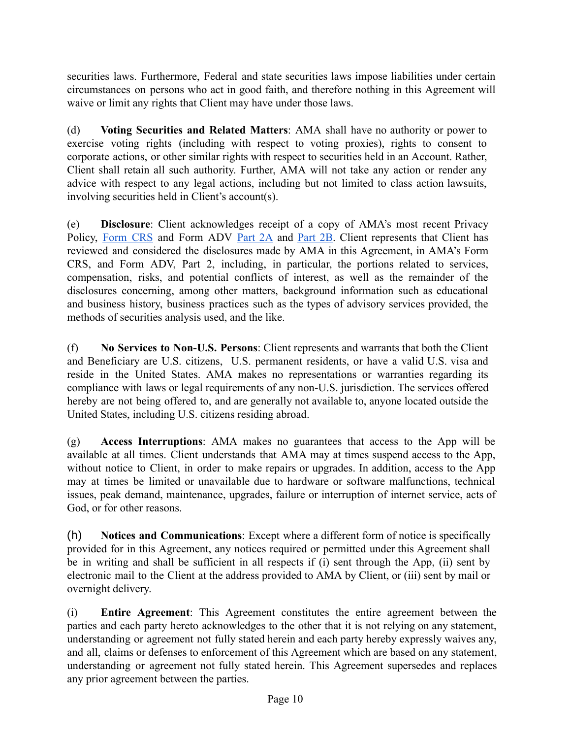securities laws. Furthermore, Federal and state securities laws impose liabilities under certain circumstances on persons who act in good faith, and therefore nothing in this Agreement will waive or limit any rights that Client may have under those laws.

(d) **Voting Securities and Related Matters**: AMA shall have no authority or power to exercise voting rights (including with respect to voting proxies), rights to consent to corporate actions, or other similar rights with respect to securities held in an Account. Rather, Client shall retain all such authority. Further, AMA will not take any action or render any advice with respect to any legal actions, including but not limited to class action lawsuits, involving securities held in Client's account(s).

(e) **Disclosure**: Client acknowledges receipt of a copy of AMA's most recent Privacy Policy, Form CRS and Form ADV Part 2A and Part 2B. Client represents that Client has reviewed and considered the disclosures made by AMA in this Agreement, in AMA's Form CRS, and Form ADV, Part 2, including, in particular, the portions related to services, compensation, risks, and potential conflicts of interest, as well as the remainder of the disclosures concerning, among other matters, background information such as educational and business history, business practices such as the types of advisory services provided, the methods of securities analysis used, and the like.

(f) **No Services to Non-U.S. Persons**: Client represents and warrants that both the Client and Beneficiary are U.S. citizens, U.S. permanent residents, or have a valid U.S. visa and reside in the United States. AMA makes no representations or warranties regarding its compliance with laws or legal requirements of any non-U.S. jurisdiction. The services offered hereby are not being offered to, and are generally not available to, anyone located outside the United States, including U.S. citizens residing abroad.

(g) **Access Interruptions**: AMA makes no guarantees that access to the App will be available at all times. Client understands that AMA may at times suspend access to the App, without notice to Client, in order to make repairs or upgrades. In addition, access to the App may at times be limited or unavailable due to hardware or software malfunctions, technical issues, peak demand, maintenance, upgrades, failure or interruption of internet service, acts of God, or for other reasons.

(h) **Notices and Communications**: Except where a different form of notice is specifically provided for in this Agreement, any notices required or permitted under this Agreement shall be in writing and shall be sufficient in all respects if (i) sent through the App, (ii) sent by electronic mail to the Client at the address provided to AMA by Client, or (iii) sent by mail or overnight delivery.

(i) **Entire Agreement**: This Agreement constitutes the entire agreement between the parties and each party hereto acknowledges to the other that it is not relying on any statement, understanding or agreement not fully stated herein and each party hereby expressly waives any, and all, claims or defenses to enforcement of this Agreement which are based on any statement, understanding or agreement not fully stated herein. This Agreement supersedes and replaces any prior agreement between the parties.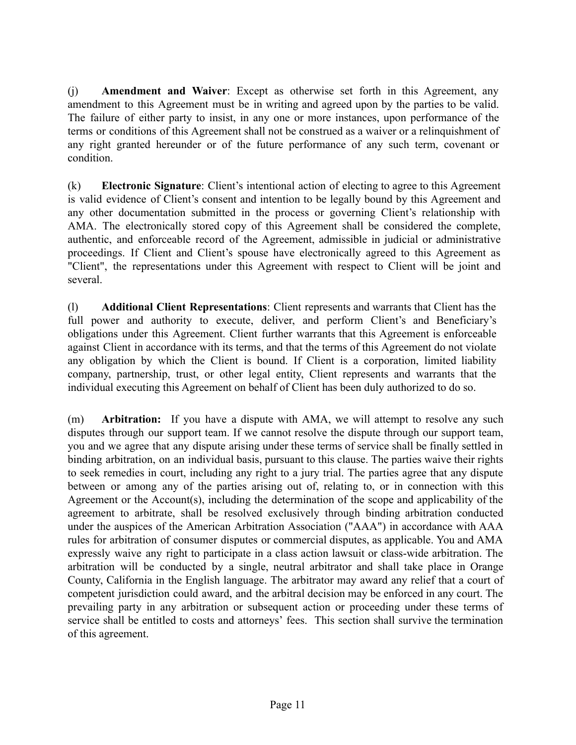(j) **Amendment and Waiver**: Except as otherwise set forth in this Agreement, any amendment to this Agreement must be in writing and agreed upon by the parties to be valid. The failure of either party to insist, in any one or more instances, upon performance of the terms or conditions of this Agreement shall not be construed as a waiver or a relinquishment of any right granted hereunder or of the future performance of any such term, covenant or condition.

(k) **Electronic Signature**: Client's intentional action of electing to agree to this Agreement is valid evidence of Client's consent and intention to be legally bound by this Agreement and any other documentation submitted in the process or governing Client's relationship with AMA. The electronically stored copy of this Agreement shall be considered the complete, authentic, and enforceable record of the Agreement, admissible in judicial or administrative proceedings. If Client and Client's spouse have electronically agreed to this Agreement as "Client", the representations under this Agreement with respect to Client will be joint and several.

(l) **Additional Client Representations**: Client represents and warrants that Client has the full power and authority to execute, deliver, and perform Client's and Beneficiary's obligations under this Agreement. Client further warrants that this Agreement is enforceable against Client in accordance with its terms, and that the terms of this Agreement do not violate any obligation by which the Client is bound. If Client is a corporation, limited liability company, partnership, trust, or other legal entity, Client represents and warrants that the individual executing this Agreement on behalf of Client has been duly authorized to do so.

(m) **Arbitration:** If you have a dispute with AMA, we will attempt to resolve any such disputes through our support team. If we cannot resolve the dispute through our support team, you and we agree that any dispute arising under these terms of service shall be finally settled in binding arbitration, on an individual basis, pursuant to this clause. The parties waive their rights to seek remedies in court, including any right to a jury trial. The parties agree that any dispute between or among any of the parties arising out of, relating to, or in connection with this Agreement or the Account(s), including the determination of the scope and applicability of the agreement to arbitrate, shall be resolved exclusively through binding arbitration conducted under the auspices of the American Arbitration Association ("AAA") in accordance with AAA rules for arbitration of consumer disputes or commercial disputes, as applicable. You and AMA expressly waive any right to participate in a class action lawsuit or class-wide arbitration. The arbitration will be conducted by a single, neutral arbitrator and shall take place in Orange County, California in the English language. The arbitrator may award any relief that a court of competent jurisdiction could award, and the arbitral decision may be enforced in any court. The prevailing party in any arbitration or subsequent action or proceeding under these terms of service shall be entitled to costs and attorneys' fees. This section shall survive the termination of this agreement.